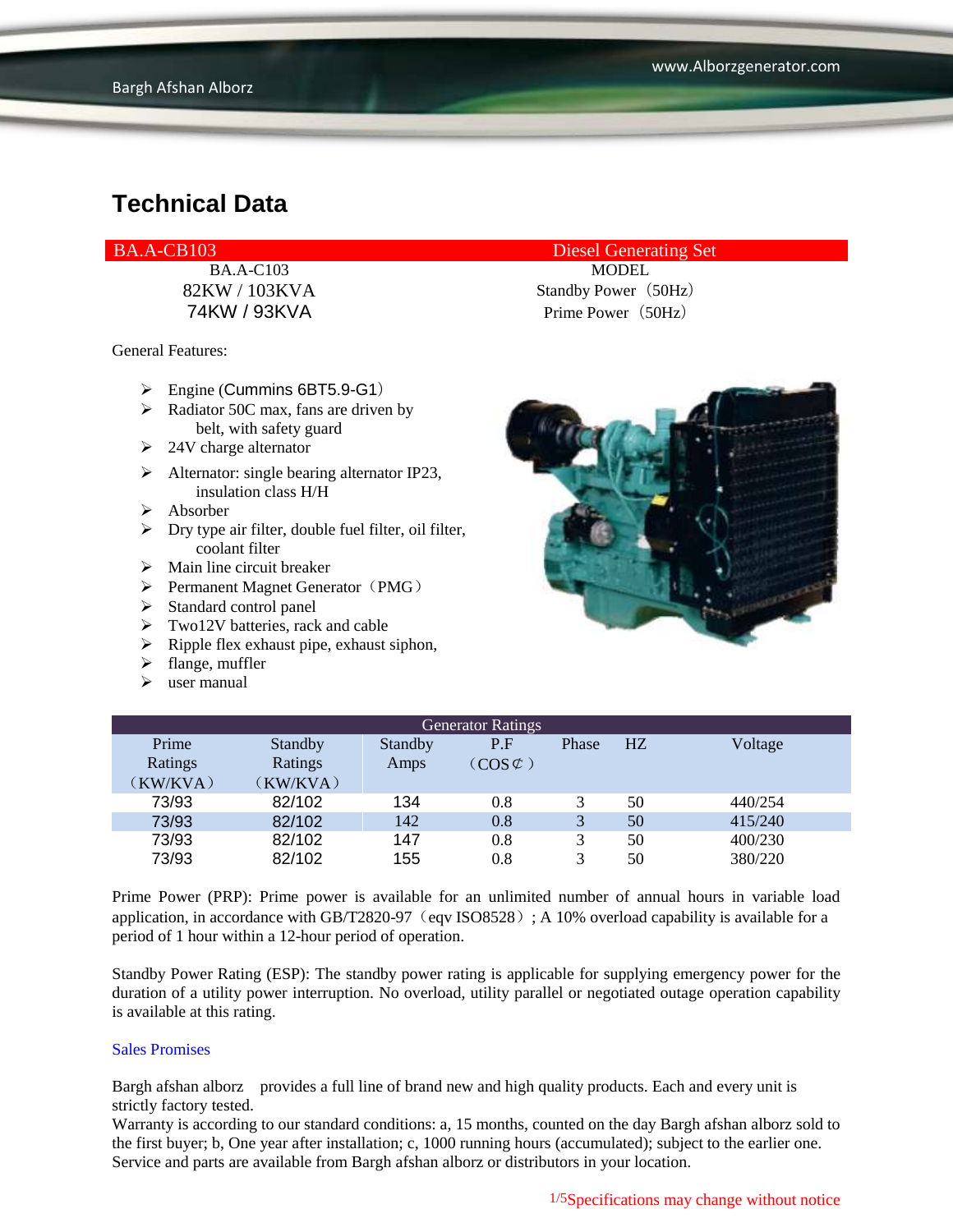# Technical Data

| BA.A-CB103 | Diesel Generating Set |
|---|---|
| BA.A-C103 | MODEL |
| 82KW / 103KVA | Standby Power（50Hz） |
| 74KW / 93KVA | Prime Power（50Hz） |

General Features:

- Engine (Cummins 6BT5.9-G1)
- Radiator 50C max, fans are driven by belt, with safety guard
- 24V charge alternator
- Alternator: single bearing alternator IP23, insulation class H/H
- Absorber
- Dry type air filter, double fuel filter, oil filter, coolant filter
- Main line circuit breaker
- Permanent Magnet Generator（PMG）
- Standard control panel
- Two12V batteries, rack and cable
- Ripple flex exhaust pipe, exhaust siphon,
- flange, muffler
- user manual

| Generator Ratings | | | | | | |
|---|---|---|---|---|---|---|
| Prime Ratings（KW/KVA） | Standby Ratings（KW/KVA） | Standby Amps | P.F（COS¢） | Phase | HZ | Voltage |
| 73/93 | 82/102 | 134 | 0.8 | 3 | 50 | 440/254 |
| 73/93 | 82/102 | 142 | 0.8 | 3 | 50 | 415/240 |
| 73/93 | 82/102 | 147 | 0.8 | 3 | 50 | 400/230 |
| 73/93 | 82/102 | 155 | 0.8 | 3 | 50 | 380/220 |

Prime Power (PRP): Prime power is available for an unlimited number of annual hours in variable load application, in accordance with GB/T2820-97（eqv ISO8528）; A 10% overload capability is available for a period of 1 hour within a 12-hour period of operation.

Standby Power Rating (ESP): The standby power rating is applicable for supplying emergency power for the duration of a utility power interruption. No overload, utility parallel or negotiated outage operation capability is available at this rating.

Sales Promises

Bargh afshan alborz provides a full line of brand new and high quality products. Each and every unit is strictly factory tested.
Warranty is according to our standard conditions: a, 15 months, counted on the day Bargh afshan alborz sold to the first buyer; b, One year after installation; c, 1000 running hours (accumulated); subject to the earlier one.
Service and parts are available from Bargh afshan alborz or distributors in your location.

Specifications may change without notice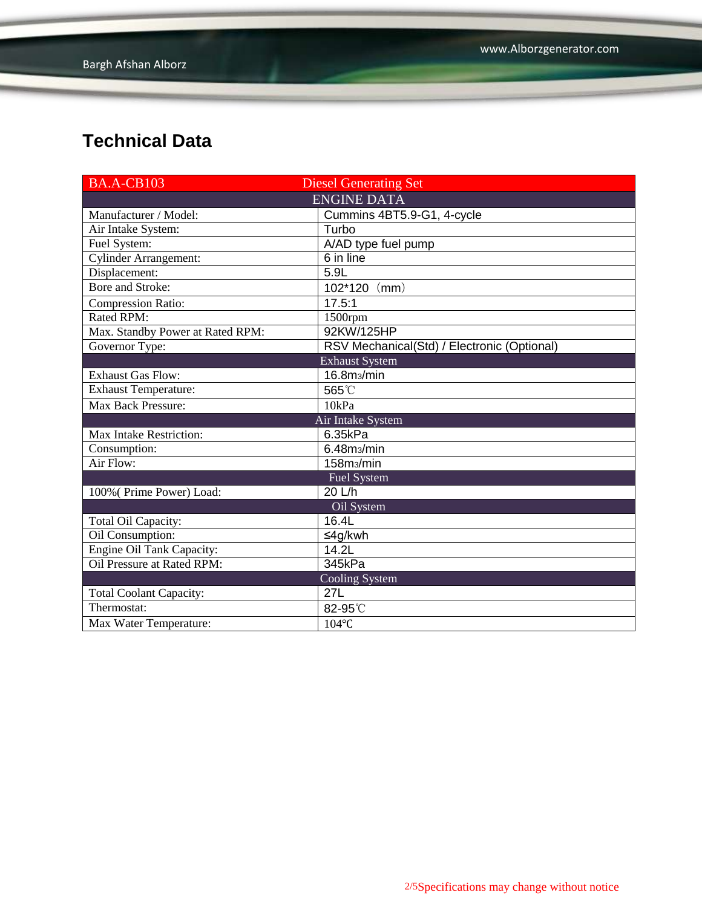## Technical Data

| BA.A-CB103 | Diesel Generating Set |
|---|---|
| ENGINE DATA | |
| Manufacturer / Model: | Cummins 4BT5.9-G1, 4-cycle |
| Air Intake System: | Turbo |
| Fuel System: | A/AD type fuel pump |
| Cylinder Arrangement: | 6 in line |
| Displacement: | 5.9L |
| Bore and Stroke: | 102*120（mm） |
| Compression Ratio: | 17.5:1 |
| Rated RPM: | 1500rpm |
| Max. Standby Power at Rated RPM: | 92KW/125HP |
| Governor Type: | RSV Mechanical(Std) / Electronic (Optional) |
| Exhaust System | |
| Exhaust Gas Flow: | 16.8m3/min |
| Exhaust Temperature: | 565℃ |
| Max Back Pressure: | 10kPa |
| Air Intake System | |
| Max Intake Restriction: | 6.35kPa |
| Consumption: | 6.48m3/min |
| Air Flow: | 158m3/min |
| Fuel System | |
| 100%( Prime Power) Load: | 20 L/h |
| Oil System | |
| Total Oil Capacity: | 16.4L |
| Oil Consumption: | ≤4g/kwh |
| Engine Oil Tank Capacity: | 14.2L |
| Oil Pressure at Rated RPM: | 345kPa |
| Cooling System | |
| Total Coolant Capacity: | 27L |
| Thermostat: | 82-95℃ |
| Max Water Temperature: | 104℃ |

Specifications may change without notice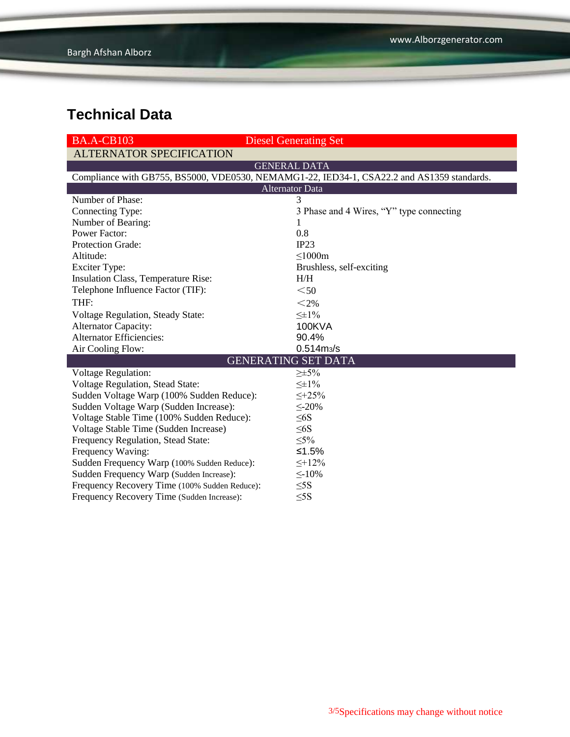# Technical Data

| BA.A-CB103 | Diesel Generating Set |
|---|---|
| ALTERNATOR SPECIFICATION | |
| GENERAL DATA | |
| Compliance with GB755, BS5000, VDE0530, NEMAMG1-22, IED34-1, CSA22.2 and AS1359 standards. | |
| Alternator Data | |
| Number of Phase: | 3 |
| Connecting Type: | 3 Phase and 4 Wires, “Y” type connecting |
| Number of Bearing: | 1 |
| Power Factor: | 0.8 |
| Protection Grade: | IP23 |
| Altitude: | ≤1000m |
| Exciter Type: | Brushless, self-exciting |
| Insulation Class, Temperature Rise: | H/H |
| Telephone Influence Factor (TIF): | ＜50 |
| THF: | ＜2% |
| Voltage Regulation, Steady State: | ≤±1% |
| Alternator Capacity: | 100KVA |
| Alternator Efficiencies: | 90.4% |
| Air Cooling Flow: | 0.514$m^3$/s |
| GENERATING SET DATA | |
| Voltage Regulation: | ≥±5% |
| Voltage Regulation, Stead State: | ≤±1% |
| Sudden Voltage Warp (100% Sudden Reduce): | ≤+25% |
| Sudden Voltage Warp (Sudden Increase): | ≤-20% |
| Voltage Stable Time (100% Sudden Reduce): | ≤6S |
| Voltage Stable Time (Sudden Increase) | ≤6S |
| Frequency Regulation, Stead State: | ≤5% |
| Frequency Waving: | ≤1.5% |
| Sudden Frequency Warp (100% Sudden Reduce): | ≤+12% |
| Sudden Frequency Warp (Sudden Increase): | ≤-10% |
| Frequency Recovery Time (100% Sudden Reduce): | ≤5S |
| Frequency Recovery Time (Sudden Increase): | ≤5S |

Specifications may change without notice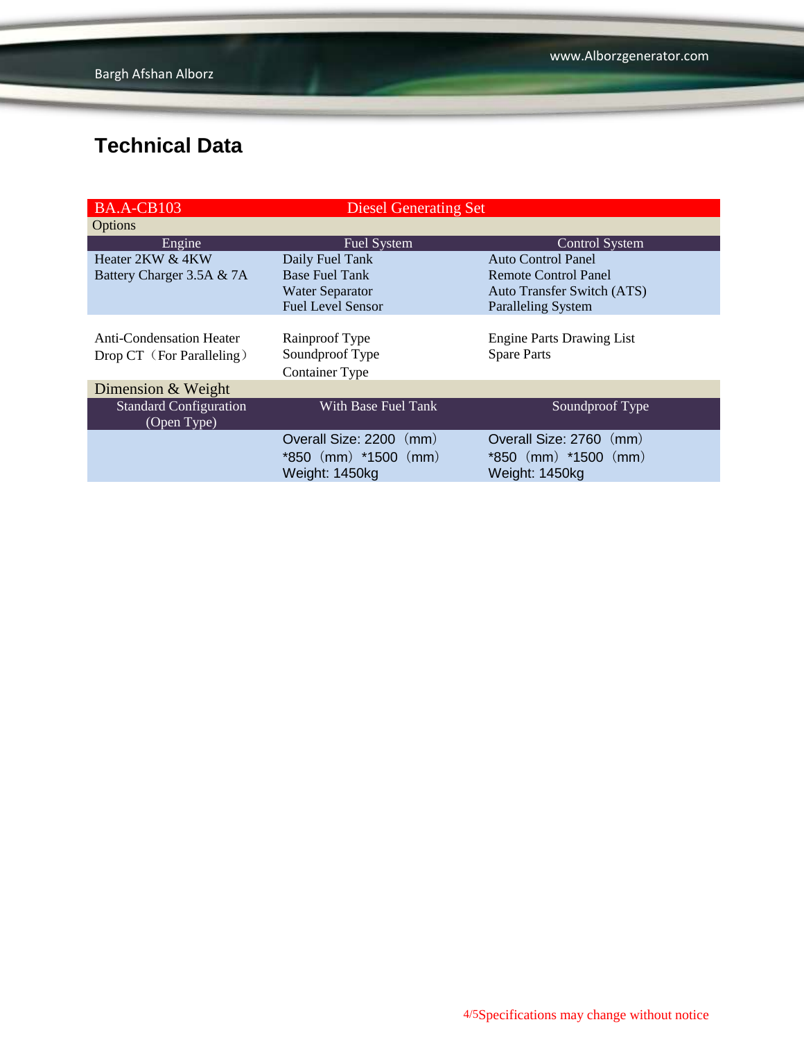## Technical Data

| BA.A-CB103 | Diesel Generating Set | |
|---|---|---|
| Options | | |
| Engine | Fuel System | Control System |
| Heater 2KW & 4KW<br>Battery Charger 3.5A & 7A | Daily Fuel Tank<br>Base Fuel Tank<br>Water Separator<br>Fuel Level Sensor | Auto Control Panel<br>Remote Control Panel<br>Auto Transfer Switch (ATS)<br>Paralleling System |
| Anti-Condensation Heater<br>Drop CT（For Paralleling） | Rainproof Type<br>Soundproof Type<br>Container Type | Engine Parts Drawing List<br>Spare Parts |
| Dimension & Weight | | |
| Standard Configuration (Open Type) | With Base Fuel Tank | Soundproof Type |
| | Overall Size: 2200（mm）*850（mm）*1500（mm）<br>Weight: 1450kg | Overall Size: 2760（mm）*850（mm）*1500（mm）<br>Weight: 1450kg |

Specifications may change without notice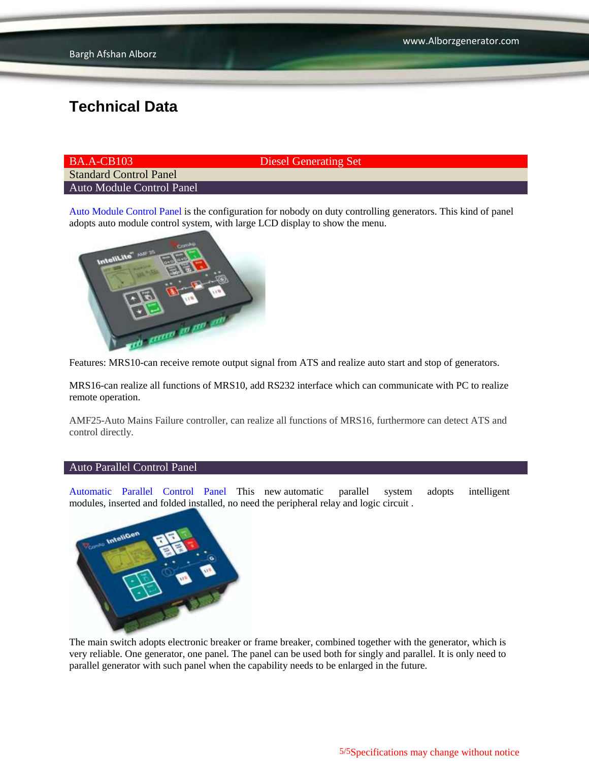# Technical Data

| BA.A-CB103 | Diesel Generating Set |
|---|---|
| Standard Control Panel | |
| Auto Module Control Panel | |

Auto Module Control Panel is the configuration for nobody on duty controlling generators. This kind of panel adopts auto module control system, with large LCD display to show the menu.

Features: MRS10-can receive remote output signal from ATS and realize auto start and stop of generators.

MRS16-can realize all functions of MRS10, add RS232 interface which can communicate with PC to realize remote operation.

AMF25-Auto Mains Failure controller, can realize all functions of MRS16, furthermore can detect ATS and control directly.

## Auto Parallel Control Panel

Automatic Parallel Control Panel This new automatic parallel system adopts intelligent modules, inserted and folded installed, no need the peripheral relay and logic circuit .

The main switch adopts electronic breaker or frame breaker, combined together with the generator, which is very reliable. One generator, one panel. The panel can be used both for singly and parallel. It is only need to parallel generator with such panel when the capability needs to be enlarged in the future.

Specifications may change without notice